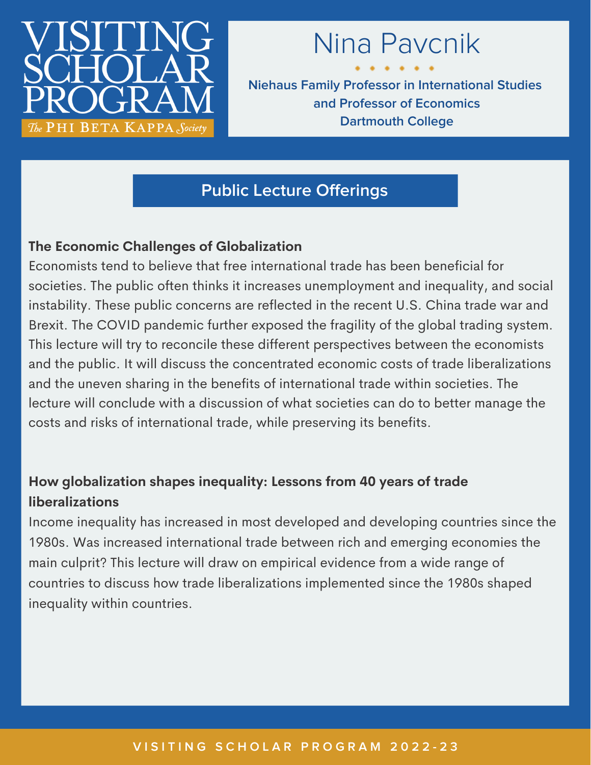# VISITING SCHOLAR PROGRAM

*The* PHI BETA KAPPA *Society*

## Nina Pavcnik

**Niehaus Family Professor in International Studies and Professor of Economics**
**Dartmouth College**

## Public Lecture Offerings

**The Economic Challenges of Globalization**

Economists tend to believe that free international trade has been beneficial for societies. The public often thinks it increases unemployment and inequality, and social instability. These public concerns are reflected in the recent U.S. China trade war and Brexit. The COVID pandemic further exposed the fragility of the global trading system. This lecture will try to reconcile these different perspectives between the economists and the public. It will discuss the concentrated economic costs of trade liberalizations and the uneven sharing in the benefits of international trade within societies. The lecture will conclude with a discussion of what societies can do to better manage the costs and risks of international trade, while preserving its benefits.

**How globalization shapes inequality: Lessons from 40 years of trade liberalizations**

Income inequality has increased in most developed and developing countries since the 1980s. Was increased international trade between rich and emerging economies the main culprit? This lecture will draw on empirical evidence from a wide range of countries to discuss how trade liberalizations implemented since the 1980s shaped inequality within countries.

VISITING SCHOLAR PROGRAM 2022-23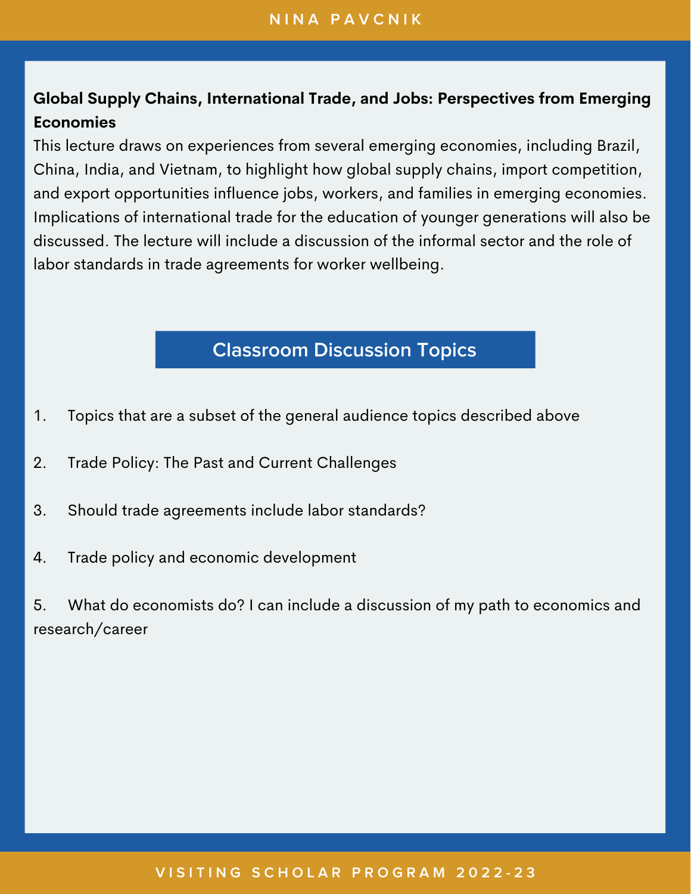**Global Supply Chains, International Trade, and Jobs: Perspectives from Emerging Economies**

This lecture draws on experiences from several emerging economies, including Brazil, China, India, and Vietnam, to highlight how global supply chains, import competition, and export opportunities influence jobs, workers, and families in emerging economies. Implications of international trade for the education of younger generations will also be discussed. The lecture will include a discussion of the informal sector and the role of labor standards in trade agreements for worker wellbeing.

## Classroom Discussion Topics

1. Topics that are a subset of the general audience topics described above
2. Trade Policy: The Past and Current Challenges
3. Should trade agreements include labor standards?
4. Trade policy and economic development
5. What do economists do? I can include a discussion of my path to economics and research/career